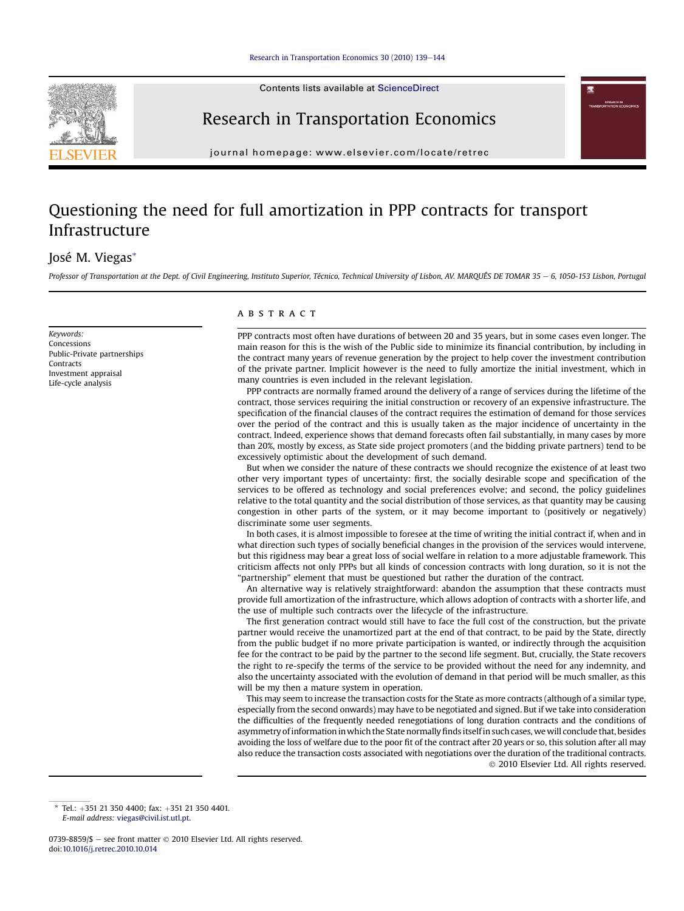# Questioning the need for full amortization in PPP contracts for transport Infrastructure

José M. Viegas*

*Professor of Transportation at the Dept. of Civil Engineering, Instituto Superior, Técnico, Technical University of Lisbon, AV. MARQUÊS DE TOMAR 35 – 6, 1050-153 Lisbon, Portugal*

*Keywords:*
Concessions
Public-Private partnerships
Contracts
Investment appraisal
Life-cycle analysis

## ABSTRACT

PPP contracts most often have durations of between 20 and 35 years, but in some cases even longer. The main reason for this is the wish of the Public side to minimize its financial contribution, by including in the contract many years of revenue generation by the project to help cover the investment contribution of the private partner. Implicit however is the need to fully amortize the initial investment, which in many countries is even included in the relevant legislation.

PPP contracts are normally framed around the delivery of a range of services during the lifetime of the contract, those services requiring the initial construction or recovery of an expensive infrastructure. The specification of the financial clauses of the contract requires the estimation of demand for those services over the period of the contract and this is usually taken as the major incidence of uncertainty in the contract. Indeed, experience shows that demand forecasts often fail substantially, in many cases by more than 20%, mostly by excess, as State side project promoters (and the bidding private partners) tend to be excessively optimistic about the development of such demand.

But when we consider the nature of these contracts we should recognize the existence of at least two other very important types of uncertainty: first, the socially desirable scope and specification of the services to be offered as technology and social preferences evolve; and second, the policy guidelines relative to the total quantity and the social distribution of those services, as that quantity may be causing congestion in other parts of the system, or it may become important to (positively or negatively) discriminate some user segments.

In both cases, it is almost impossible to foresee at the time of writing the initial contract if, when and in what direction such types of socially beneficial changes in the provision of the services would intervene, but this rigidness may bear a great loss of social welfare in relation to a more adjustable framework. This criticism affects not only PPPs but all kinds of concession contracts with long duration, so it is not the "partnership" element that must be questioned but rather the duration of the contract.

An alternative way is relatively straightforward: abandon the assumption that these contracts must provide full amortization of the infrastructure, which allows adoption of contracts with a shorter life, and the use of multiple such contracts over the lifecycle of the infrastructure.

The first generation contract would still have to face the full cost of the construction, but the private partner would receive the unamortized part at the end of that contract, to be paid by the State, directly from the public budget if no more private participation is wanted, or indirectly through the acquisition fee for the contract to be paid by the partner to the second life segment. But, crucially, the State recovers the right to re-specify the terms of the service to be provided without the need for any indemnity, and also the uncertainty associated with the evolution of demand in that period will be much smaller, as this will be my then a mature system in operation.

This may seem to increase the transaction costs for the State as more contracts (although of a similar type, especially from the second onwards) may have to be negotiated and signed. But if we take into consideration the difficulties of the frequently needed renegotiations of long duration contracts and the conditions of asymmetry of information in which the State normally finds itself in such cases, we will conclude that, besides avoiding the loss of welfare due to the poor fit of the contract after 20 years or so, this solution after all may also reduce the transaction costs associated with negotiations over the duration of the traditional contracts.

© 2010 Elsevier Ltd. All rights reserved.

* Tel.: +351 21 350 4400; fax: +351 21 350 4401.
*E-mail address:* viegas@civil.ist.utl.pt.

0739-8859/$ – see front matter © 2010 Elsevier Ltd. All rights reserved.
doi:10.1016/j.retrec.2010.10.014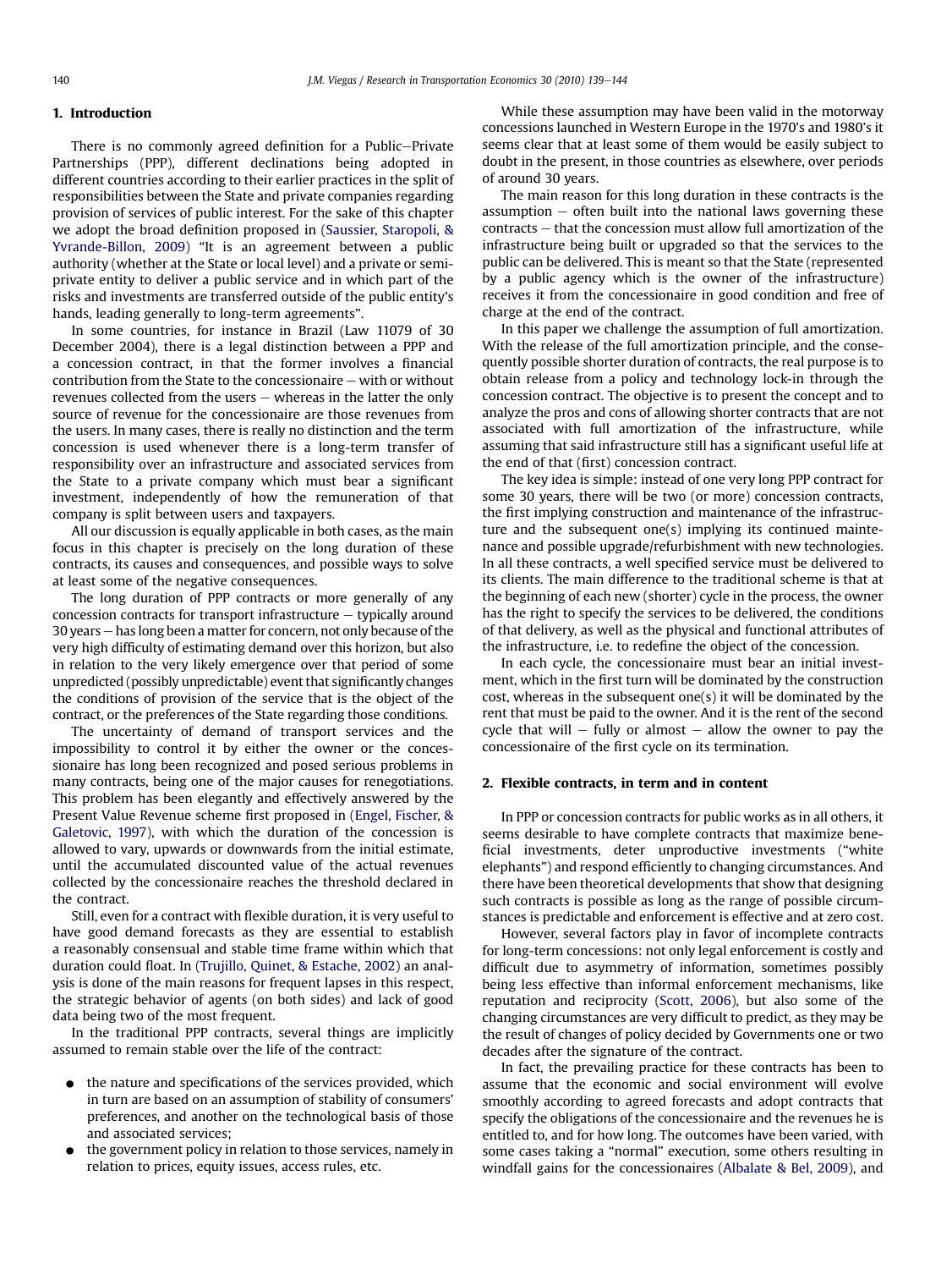## 1. Introduction

There is no commonly agreed definition for a Public–Private Partnerships (PPP), different declinations being adopted in different countries according to their earlier practices in the split of responsibilities between the State and private companies regarding provision of services of public interest. For the sake of this chapter we adopt the broad definition proposed in (Saussier, Staropoli, & Yvrande-Billon, 2009) "It is an agreement between a public authority (whether at the State or local level) and a private or semi-private entity to deliver a public service and in which part of the risks and investments are transferred outside of the public entity's hands, leading generally to long-term agreements".

In some countries, for instance in Brazil (Law 11079 of 30 December 2004), there is a legal distinction between a PPP and a concession contract, in that the former involves a financial contribution from the State to the concessionaire – with or without revenues collected from the users – whereas in the latter the only source of revenue for the concessionaire are those revenues from the users. In many cases, there is really no distinction and the term concession is used whenever there is a long-term transfer of responsibility over an infrastructure and associated services from the State to a private company which must bear a significant investment, independently of how the remuneration of that company is split between users and taxpayers.

All our discussion is equally applicable in both cases, as the main focus in this chapter is precisely on the long duration of these contracts, its causes and consequences, and possible ways to solve at least some of the negative consequences.

The long duration of PPP contracts or more generally of any concession contracts for transport infrastructure – typically around 30 years – has long been a matter for concern, not only because of the very high difficulty of estimating demand over this horizon, but also in relation to the very likely emergence over that period of some unpredicted (possibly unpredictable) event that significantly changes the conditions of provision of the service that is the object of the contract, or the preferences of the State regarding those conditions.

The uncertainty of demand of transport services and the impossibility to control it by either the owner or the concessionaire has long been recognized and posed serious problems in many contracts, being one of the major causes for renegotiations. This problem has been elegantly and effectively answered by the Present Value Revenue scheme first proposed in (Engel, Fischer, & Galetovic, 1997), with which the duration of the concession is allowed to vary, upwards or downwards from the initial estimate, until the accumulated discounted value of the actual revenues collected by the concessionaire reaches the threshold declared in the contract.

Still, even for a contract with flexible duration, it is very useful to have good demand forecasts as they are essential to establish a reasonably consensual and stable time frame within which that duration could float. In (Trujillo, Quinet, & Estache, 2002) an analysis is done of the main reasons for frequent lapses in this respect, the strategic behavior of agents (on both sides) and lack of good data being two of the most frequent.

In the traditional PPP contracts, several things are implicitly assumed to remain stable over the life of the contract:

- the nature and specifications of the services provided, which in turn are based on an assumption of stability of consumers' preferences, and another on the technological basis of those and associated services;
- the government policy in relation to those services, namely in relation to prices, equity issues, access rules, etc.

While these assumption may have been valid in the motorway concessions launched in Western Europe in the 1970's and 1980's it seems clear that at least some of them would be easily subject to doubt in the present, in those countries as elsewhere, over periods of around 30 years.

The main reason for this long duration in these contracts is the assumption – often built into the national laws governing these contracts – that the concession must allow full amortization of the infrastructure being built or upgraded so that the services to the public can be delivered. This is meant so that the State (represented by a public agency which is the owner of the infrastructure) receives it from the concessionaire in good condition and free of charge at the end of the contract.

In this paper we challenge the assumption of full amortization. With the release of the full amortization principle, and the consequently possible shorter duration of contracts, the real purpose is to obtain release from a policy and technology lock-in through the concession contract. The objective is to present the concept and to analyze the pros and cons of allowing shorter contracts that are not associated with full amortization of the infrastructure, while assuming that said infrastructure still has a significant useful life at the end of that (first) concession contract.

The key idea is simple: instead of one very long PPP contract for some 30 years, there will be two (or more) concession contracts, the first implying construction and maintenance of the infrastructure and the subsequent one(s) implying its continued maintenance and possible upgrade/refurbishment with new technologies. In all these contracts, a well specified service must be delivered to its clients. The main difference to the traditional scheme is that at the beginning of each new (shorter) cycle in the process, the owner has the right to specify the services to be delivered, the conditions of that delivery, as well as the physical and functional attributes of the infrastructure, i.e. to redefine the object of the concession.

In each cycle, the concessionaire must bear an initial investment, which in the first turn will be dominated by the construction cost, whereas in the subsequent one(s) it will be dominated by the rent that must be paid to the owner. And it is the rent of the second cycle that will – fully or almost – allow the owner to pay the concessionaire of the first cycle on its termination.

## 2. Flexible contracts, in term and in content

In PPP or concession contracts for public works as in all others, it seems desirable to have complete contracts that maximize beneficial investments, deter unproductive investments ("white elephants") and respond efficiently to changing circumstances. And there have been theoretical developments that show that designing such contracts is possible as long as the range of possible circumstances is predictable and enforcement is effective and at zero cost.

However, several factors play in favor of incomplete contracts for long-term concessions: not only legal enforcement is costly and difficult due to asymmetry of information, sometimes possibly being less effective than informal enforcement mechanisms, like reputation and reciprocity (Scott, 2006), but also some of the changing circumstances are very difficult to predict, as they may be the result of changes of policy decided by Governments one or two decades after the signature of the contract.

In fact, the prevailing practice for these contracts has been to assume that the economic and social environment will evolve smoothly according to agreed forecasts and adopt contracts that specify the obligations of the concessionaire and the revenues he is entitled to, and for how long. The outcomes have been varied, with some cases taking a "normal" execution, some others resulting in windfall gains for the concessionaires (Albalate & Bel, 2009), and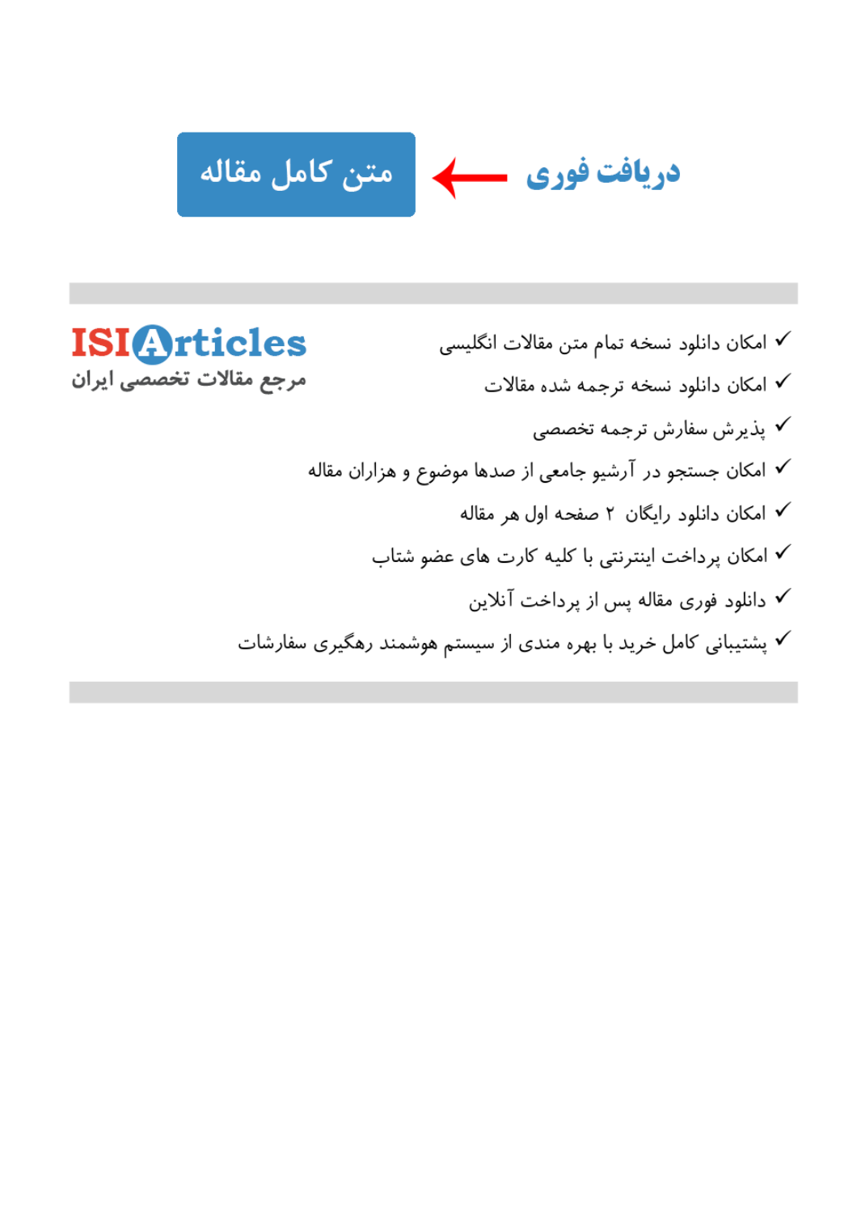دریافت فوری ← متن کامل مقاله

**ISIArticles**
مرجع مقالات تخصصی ایران

- ✓ امکان دانلود نسخه تمام متن مقالات انگلیسی
- ✓ امکان دانلود نسخه ترجمه شده مقالات
- ✓ پذیرش سفارش ترجمه تخصصی
- ✓ امکان جستجو در آرشیو جامعی از صدها موضوع و هزاران مقاله
- ✓ امکان دانلود رایگان ۲ صفحه اول هر مقاله
- ✓ امکان پرداخت اینترنتی با کلیه کارت های عضو شتاب
- ✓ دانلود فوری مقاله پس از پرداخت آنلاین
- ✓ پشتیبانی کامل خرید با بهره مندی از سیستم هوشمند رهگیری سفارشات